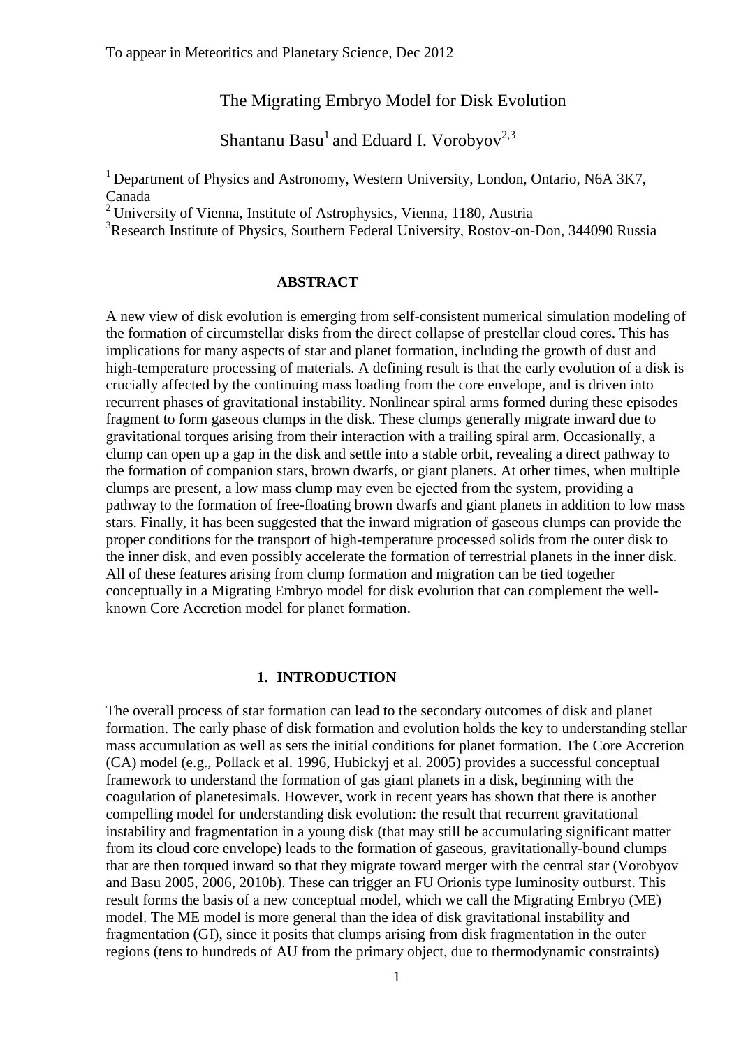To appear in Meteoritics and Planetary Science, Dec 2012

# The Migrating Embryo Model for Disk Evolution

Shantanu Basu[1] and Eduard I. Vorobyov[2,3]

[1] Department of Physics and Astronomy, Western University, London, Ontario, N6A 3K7, Canada

[2] University of Vienna, Institute of Astrophysics, Vienna, 1180, Austria

[3] Research Institute of Physics, Southern Federal University, Rostov-on-Don, 344090 Russia

## ABSTRACT

A new view of disk evolution is emerging from self-consistent numerical simulation modeling of the formation of circumstellar disks from the direct collapse of prestellar cloud cores. This has implications for many aspects of star and planet formation, including the growth of dust and high-temperature processing of materials. A defining result is that the early evolution of a disk is crucially affected by the continuing mass loading from the core envelope, and is driven into recurrent phases of gravitational instability. Nonlinear spiral arms formed during these episodes fragment to form gaseous clumps in the disk. These clumps generally migrate inward due to gravitational torques arising from their interaction with a trailing spiral arm. Occasionally, a clump can open up a gap in the disk and settle into a stable orbit, revealing a direct pathway to the formation of companion stars, brown dwarfs, or giant planets. At other times, when multiple clumps are present, a low mass clump may even be ejected from the system, providing a pathway to the formation of free-floating brown dwarfs and giant planets in addition to low mass stars. Finally, it has been suggested that the inward migration of gaseous clumps can provide the proper conditions for the transport of high-temperature processed solids from the outer disk to the inner disk, and even possibly accelerate the formation of terrestrial planets in the inner disk. All of these features arising from clump formation and migration can be tied together conceptually in a Migrating Embryo model for disk evolution that can complement the well-known Core Accretion model for planet formation.

## 1. INTRODUCTION

The overall process of star formation can lead to the secondary outcomes of disk and planet formation. The early phase of disk formation and evolution holds the key to understanding stellar mass accumulation as well as sets the initial conditions for planet formation. The Core Accretion (CA) model (e.g., Pollack et al. 1996, Hubickyj et al. 2005) provides a successful conceptual framework to understand the formation of gas giant planets in a disk, beginning with the coagulation of planetesimals. However, work in recent years has shown that there is another compelling model for understanding disk evolution: the result that recurrent gravitational instability and fragmentation in a young disk (that may still be accumulating significant matter from its cloud core envelope) leads to the formation of gaseous, gravitationally-bound clumps that are then torqued inward so that they migrate toward merger with the central star (Vorobyov and Basu 2005, 2006, 2010b). These can trigger an FU Orionis type luminosity outburst. This result forms the basis of a new conceptual model, which we call the Migrating Embryo (ME) model. The ME model is more general than the idea of disk gravitational instability and fragmentation (GI), since it posits that clumps arising from disk fragmentation in the outer regions (tens to hundreds of AU from the primary object, due to thermodynamic constraints)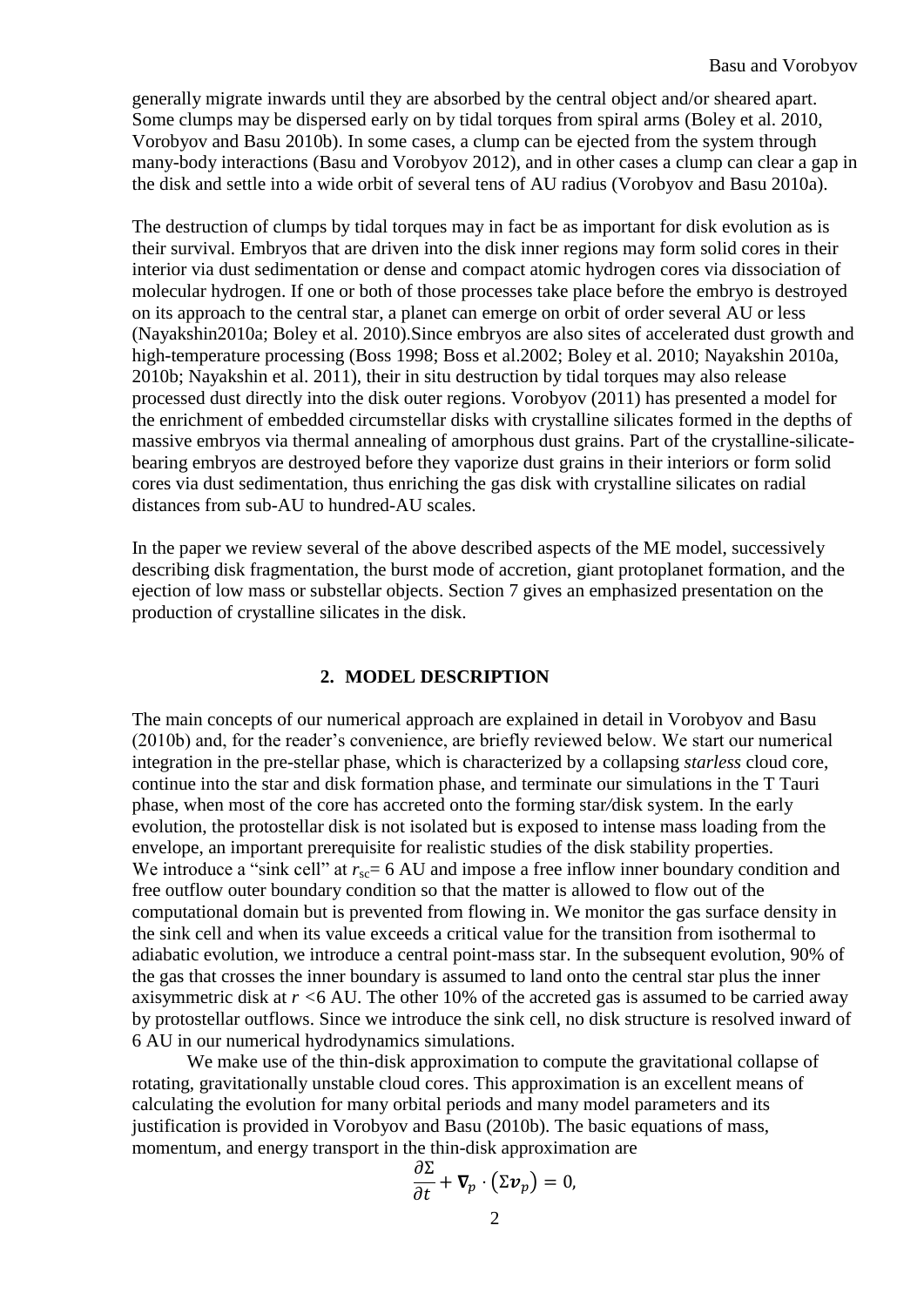generally migrate inwards until they are absorbed by the central object and/or sheared apart. Some clumps may be dispersed early on by tidal torques from spiral arms (Boley et al. 2010, Vorobyov and Basu 2010b). In some cases, a clump can be ejected from the system through many-body interactions (Basu and Vorobyov 2012), and in other cases a clump can clear a gap in the disk and settle into a wide orbit of several tens of AU radius (Vorobyov and Basu 2010a).

The destruction of clumps by tidal torques may in fact be as important for disk evolution as is their survival. Embryos that are driven into the disk inner regions may form solid cores in their interior via dust sedimentation or dense and compact atomic hydrogen cores via dissociation of molecular hydrogen. If one or both of those processes take place before the embryo is destroyed on its approach to the central star, a planet can emerge on orbit of order several AU or less (Nayakshin2010a; Boley et al. 2010).Since embryos are also sites of accelerated dust growth and high-temperature processing (Boss 1998; Boss et al.2002; Boley et al. 2010; Nayakshin 2010a, 2010b; Nayakshin et al. 2011), their in situ destruction by tidal torques may also release processed dust directly into the disk outer regions. Vorobyov (2011) has presented a model for the enrichment of embedded circumstellar disks with crystalline silicates formed in the depths of massive embryos via thermal annealing of amorphous dust grains. Part of the crystalline-silicate-bearing embryos are destroyed before they vaporize dust grains in their interiors or form solid cores via dust sedimentation, thus enriching the gas disk with crystalline silicates on radial distances from sub-AU to hundred-AU scales.

In the paper we review several of the above described aspects of the ME model, successively describing disk fragmentation, the burst mode of accretion, giant protoplanet formation, and the ejection of low mass or substellar objects. Section 7 gives an emphasized presentation on the production of crystalline silicates in the disk.

## 2. MODEL DESCRIPTION

The main concepts of our numerical approach are explained in detail in Vorobyov and Basu (2010b) and, for the reader's convenience, are briefly reviewed below. We start our numerical integration in the pre-stellar phase, which is characterized by a collapsing *starless* cloud core, continue into the star and disk formation phase, and terminate our simulations in the T Tauri phase, when most of the core has accreted onto the forming star/disk system. In the early evolution, the protostellar disk is not isolated but is exposed to intense mass loading from the envelope, an important prerequisite for realistic studies of the disk stability properties.
We introduce a "sink cell" at $r_{sc}$= 6 AU and impose a free inflow inner boundary condition and free outflow outer boundary condition so that the matter is allowed to flow out of the computational domain but is prevented from flowing in. We monitor the gas surface density in the sink cell and when its value exceeds a critical value for the transition from isothermal to adiabatic evolution, we introduce a central point-mass star. In the subsequent evolution, 90% of the gas that crosses the inner boundary is assumed to land onto the central star plus the inner axisymmetric disk at $r$ <6 AU. The other 10% of the accreted gas is assumed to be carried away by protostellar outflows. Since we introduce the sink cell, no disk structure is resolved inward of 6 AU in our numerical hydrodynamics simulations.

We make use of the thin-disk approximation to compute the gravitational collapse of rotating, gravitationally unstable cloud cores. This approximation is an excellent means of calculating the evolution for many orbital periods and many model parameters and its justification is provided in Vorobyov and Basu (2010b). The basic equations of mass, momentum, and energy transport in the thin-disk approximation are

$$\frac{\partial \Sigma}{\partial t} + \nabla_p \cdot \left(\Sigma \boldsymbol{v}_p\right) = 0,$$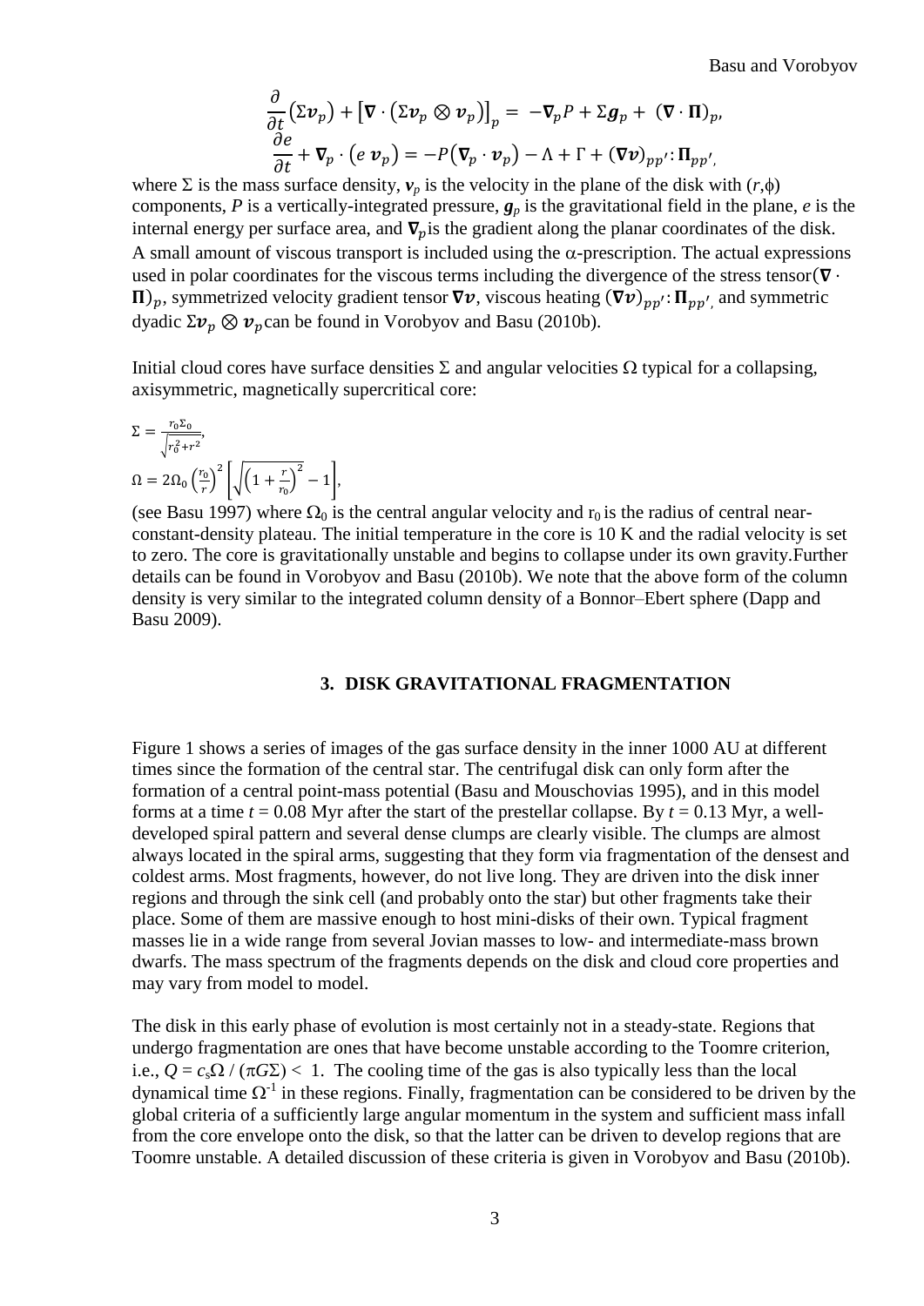$$\frac{\partial}{\partial t}(\Sigma \boldsymbol{v}_p) + \left[\boldsymbol{\nabla} \cdot (\Sigma \boldsymbol{v}_p \otimes \boldsymbol{v}_p)\right]_p = -\boldsymbol{\nabla}_p P + \Sigma \boldsymbol{g}_p + (\boldsymbol{\nabla} \cdot \boldsymbol{\Pi})_p,$$

$$\frac{\partial e}{\partial t} + \boldsymbol{\nabla}_p \cdot (e\, \boldsymbol{v}_p) = -P(\boldsymbol{\nabla}_p \cdot \boldsymbol{v}_p) - \Lambda + \Gamma + (\boldsymbol{\nabla v})_{pp'} : \boldsymbol{\Pi}_{pp'},$$

where $\Sigma$ is the mass surface density, $\boldsymbol{v}_p$ is the velocity in the plane of the disk with $(r,\phi)$ components, $P$ is a vertically-integrated pressure, $\boldsymbol{g}_p$ is the gravitational field in the plane, $e$ is the internal energy per surface area, and $\boldsymbol{\nabla}_p$ is the gradient along the planar coordinates of the disk. A small amount of viscous transport is included using the $\alpha$-prescription. The actual expressions used in polar coordinates for the viscous terms including the divergence of the stress tensor $(\boldsymbol{\nabla} \cdot \boldsymbol{\Pi})_p$, symmetrized velocity gradient tensor $\boldsymbol{\nabla v}$, viscous heating $(\boldsymbol{\nabla v})_{pp'} : \boldsymbol{\Pi}_{pp'}$, and symmetric dyadic $\Sigma \boldsymbol{v}_p \otimes \boldsymbol{v}_p$ can be found in Vorobyov and Basu (2010b).

Initial cloud cores have surface densities $\Sigma$ and angular velocities $\Omega$ typical for a collapsing, axisymmetric, magnetically supercritical core:

$$\Sigma = \frac{r_0 \Sigma_0}{\sqrt{r_0^2 + r^2}},$$

$$\Omega = 2\Omega_0 \left(\frac{r_0}{r}\right)^2 \left[\sqrt{\left(1 + \frac{r}{r_0}\right)^2} - 1\right],$$

(see Basu 1997) where $\Omega_0$ is the central angular velocity and $r_0$ is the radius of central near-constant-density plateau. The initial temperature in the core is 10 K and the radial velocity is set to zero. The core is gravitationally unstable and begins to collapse under its own gravity.Further details can be found in Vorobyov and Basu (2010b). We note that the above form of the column density is very similar to the integrated column density of a Bonnor–Ebert sphere (Dapp and Basu 2009).

## 3. DISK GRAVITATIONAL FRAGMENTATION

Figure 1 shows a series of images of the gas surface density in the inner 1000 AU at different times since the formation of the central star. The centrifugal disk can only form after the formation of a central point-mass potential (Basu and Mouschovias 1995), and in this model forms at a time $t = 0.08$ Myr after the start of the prestellar collapse. By $t = 0.13$ Myr, a well-developed spiral pattern and several dense clumps are clearly visible. The clumps are almost always located in the spiral arms, suggesting that they form via fragmentation of the densest and coldest arms. Most fragments, however, do not live long. They are driven into the disk inner regions and through the sink cell (and probably onto the star) but other fragments take their place. Some of them are massive enough to host mini-disks of their own. Typical fragment masses lie in a wide range from several Jovian masses to low- and intermediate-mass brown dwarfs. The mass spectrum of the fragments depends on the disk and cloud core properties and may vary from model to model.

The disk in this early phase of evolution is most certainly not in a steady-state. Regions that undergo fragmentation are ones that have become unstable according to the Toomre criterion, i.e., $Q = c_s\Omega / (\pi G\Sigma) < 1$. The cooling time of the gas is also typically less than the local dynamical time $\Omega^{-1}$ in these regions. Finally, fragmentation can be considered to be driven by the global criteria of a sufficiently large angular momentum in the system and sufficient mass infall from the core envelope onto the disk, so that the latter can be driven to develop regions that are Toomre unstable. A detailed discussion of these criteria is given in Vorobyov and Basu (2010b).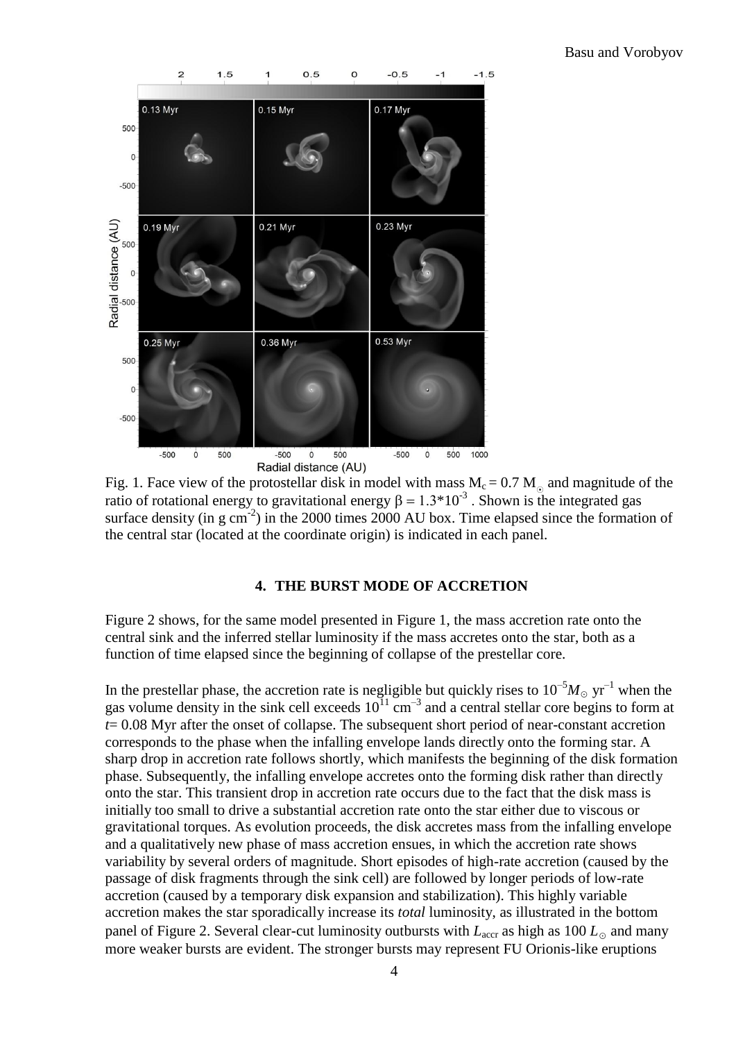Fig. 1. Face view of the protostellar disk in model with mass $M_c = 0.7\ M_\odot$ and magnitude of the ratio of rotational energy to gravitational energy $\beta = 1.3*10^{-3}$ . Shown is the integrated gas surface density (in g cm$^{-2}$) in the 2000 times 2000 AU box. Time elapsed since the formation of the central star (located at the coordinate origin) is indicated in each panel.

### 4. THE BURST MODE OF ACCRETION

Figure 2 shows, for the same model presented in Figure 1, the mass accretion rate onto the central sink and the inferred stellar luminosity if the mass accretes onto the star, both as a function of time elapsed since the beginning of collapse of the prestellar core.

In the prestellar phase, the accretion rate is negligible but quickly rises to $10^{-5} M_\odot$ yr$^{-1}$ when the gas volume density in the sink cell exceeds $10^{11}$ cm$^{-3}$ and a central stellar core begins to form at $t$= 0.08 Myr after the onset of collapse. The subsequent short period of near-constant accretion corresponds to the phase when the infalling envelope lands directly onto the forming star. A sharp drop in accretion rate follows shortly, which manifests the beginning of the disk formation phase. Subsequently, the infalling envelope accretes onto the forming disk rather than directly onto the star. This transient drop in accretion rate occurs due to the fact that the disk mass is initially too small to drive a substantial accretion rate onto the star either due to viscous or gravitational torques. As evolution proceeds, the disk accretes mass from the infalling envelope and a qualitatively new phase of mass accretion ensues, in which the accretion rate shows variability by several orders of magnitude. Short episodes of high-rate accretion (caused by the passage of disk fragments through the sink cell) are followed by longer periods of low-rate accretion (caused by a temporary disk expansion and stabilization). This highly variable accretion makes the star sporadically increase its *total* luminosity, as illustrated in the bottom panel of Figure 2. Several clear-cut luminosity outbursts with $L_{\rm accr}$ as high as 100 $L_\odot$ and many more weaker bursts are evident. The stronger bursts may represent FU Orionis-like eruptions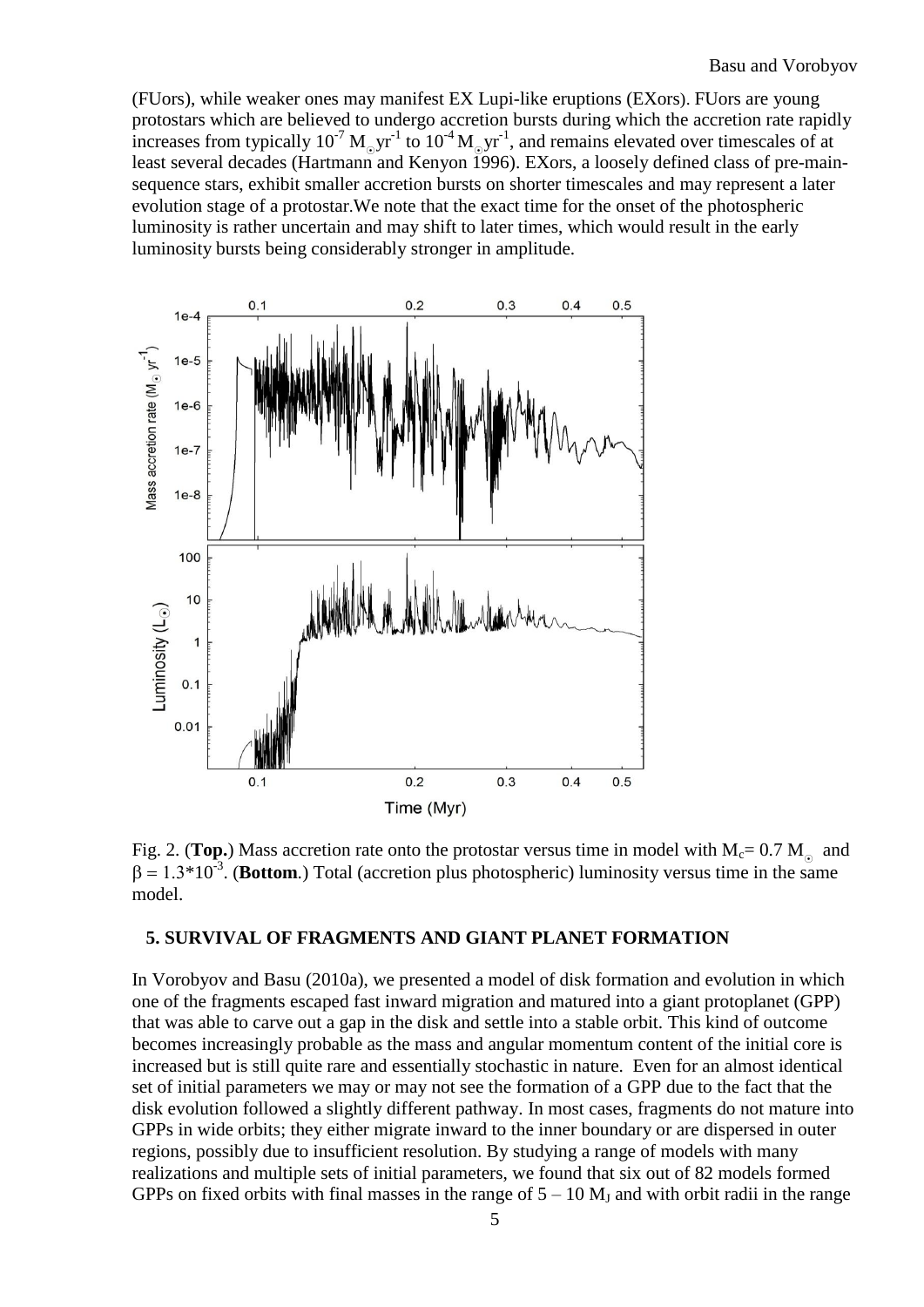(FUors), while weaker ones may manifest EX Lupi-like eruptions (EXors). FUors are young protostars which are believed to undergo accretion bursts during which the accretion rate rapidly increases from typically $10^{-7}$ $M_{\odot}yr^{-1}$ to $10^{-4}$ $M_{\odot}yr^{-1}$, and remains elevated over timescales of at least several decades (Hartmann and Kenyon 1996). EXors, a loosely defined class of pre-main-sequence stars, exhibit smaller accretion bursts on shorter timescales and may represent a later evolution stage of a protostar.We note that the exact time for the onset of the photospheric luminosity is rather uncertain and may shift to later times, which would result in the early luminosity bursts being considerably stronger in amplitude.

Fig. 2. (**Top.**) Mass accretion rate onto the protostar versus time in model with $M_c$= 0.7 $M_{\odot}$ and $\beta = 1.3*10^{-3}$. (**Bottom.**) Total (accretion plus photospheric) luminosity versus time in the same model.

## 5. SURVIVAL OF FRAGMENTS AND GIANT PLANET FORMATION

In Vorobyov and Basu (2010a), we presented a model of disk formation and evolution in which one of the fragments escaped fast inward migration and matured into a giant protoplanet (GPP) that was able to carve out a gap in the disk and settle into a stable orbit. This kind of outcome becomes increasingly probable as the mass and angular momentum content of the initial core is increased but is still quite rare and essentially stochastic in nature. Even for an almost identical set of initial parameters we may or may not see the formation of a GPP due to the fact that the disk evolution followed a slightly different pathway. In most cases, fragments do not mature into GPPs in wide orbits; they either migrate inward to the inner boundary or are dispersed in outer regions, possibly due to insufficient resolution. By studying a range of models with many realizations and multiple sets of initial parameters, we found that six out of 82 models formed GPPs on fixed orbits with final masses in the range of 5 – 10 $M_J$ and with orbit radii in the range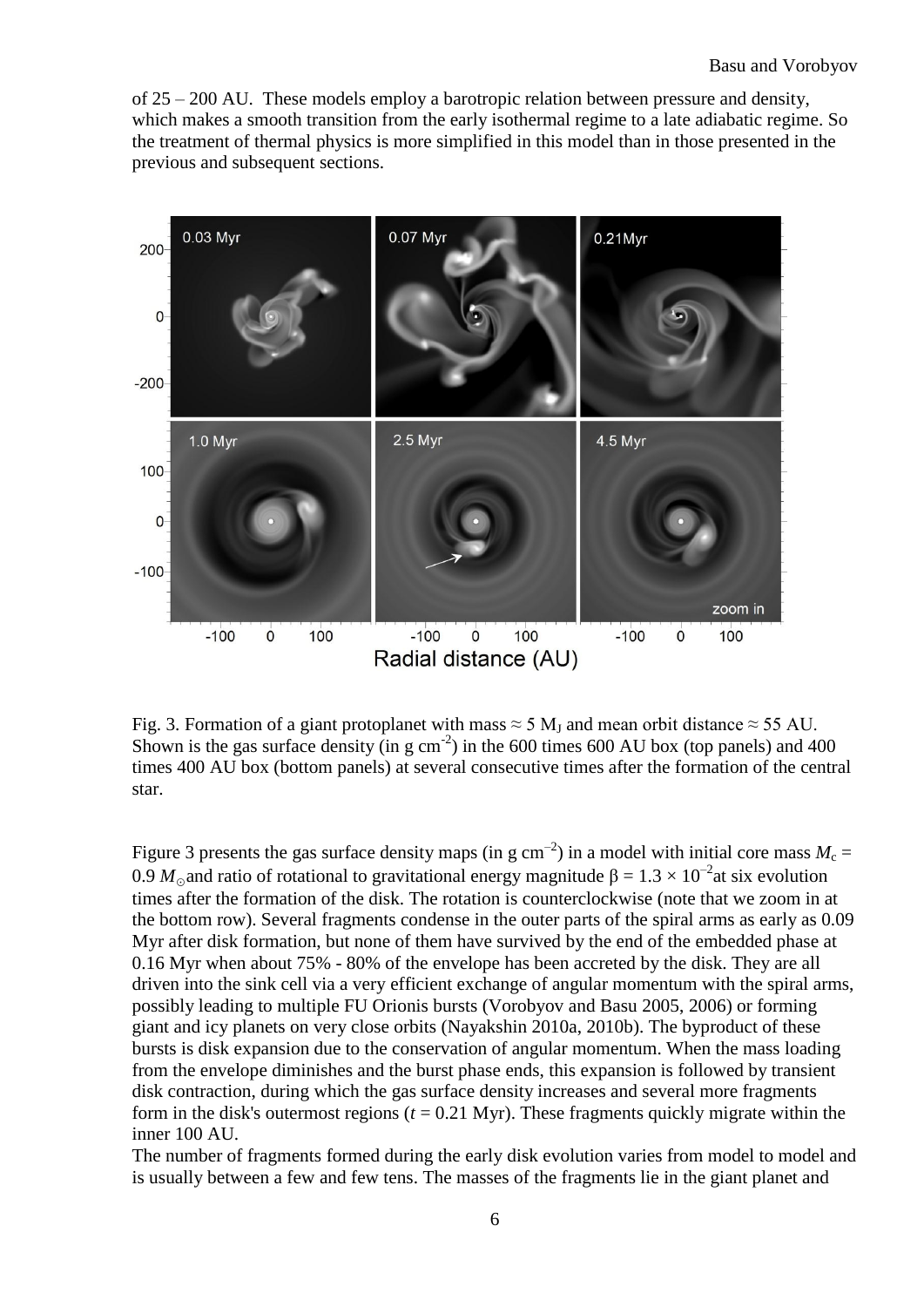of 25 – 200 AU. These models employ a barotropic relation between pressure and density, which makes a smooth transition from the early isothermal regime to a late adiabatic regime. So the treatment of thermal physics is more simplified in this model than in those presented in the previous and subsequent sections.

Fig. 3. Formation of a giant protoplanet with mass ≈ 5 $M_J$ and mean orbit distance ≈ 55 AU. Shown is the gas surface density (in g cm$^{-2}$) in the 600 times 600 AU box (top panels) and 400 times 400 AU box (bottom panels) at several consecutive times after the formation of the central star.

Figure 3 presents the gas surface density maps (in g cm$^{-2}$) in a model with initial core mass $M_c$ = 0.9 $M_\odot$ and ratio of rotational to gravitational energy magnitude $\beta = 1.3 \times 10^{-2}$ at six evolution times after the formation of the disk. The rotation is counterclockwise (note that we zoom in at the bottom row). Several fragments condense in the outer parts of the spiral arms as early as 0.09 Myr after disk formation, but none of them have survived by the end of the embedded phase at 0.16 Myr when about 75% - 80% of the envelope has been accreted by the disk. They are all driven into the sink cell via a very efficient exchange of angular momentum with the spiral arms, possibly leading to multiple FU Orionis bursts (Vorobyov and Basu 2005, 2006) or forming giant and icy planets on very close orbits (Nayakshin 2010a, 2010b). The byproduct of these bursts is disk expansion due to the conservation of angular momentum. When the mass loading from the envelope diminishes and the burst phase ends, this expansion is followed by transient disk contraction, during which the gas surface density increases and several more fragments form in the disk's outermost regions ($t$ = 0.21 Myr). These fragments quickly migrate within the inner 100 AU.

The number of fragments formed during the early disk evolution varies from model to model and is usually between a few and few tens. The masses of the fragments lie in the giant planet and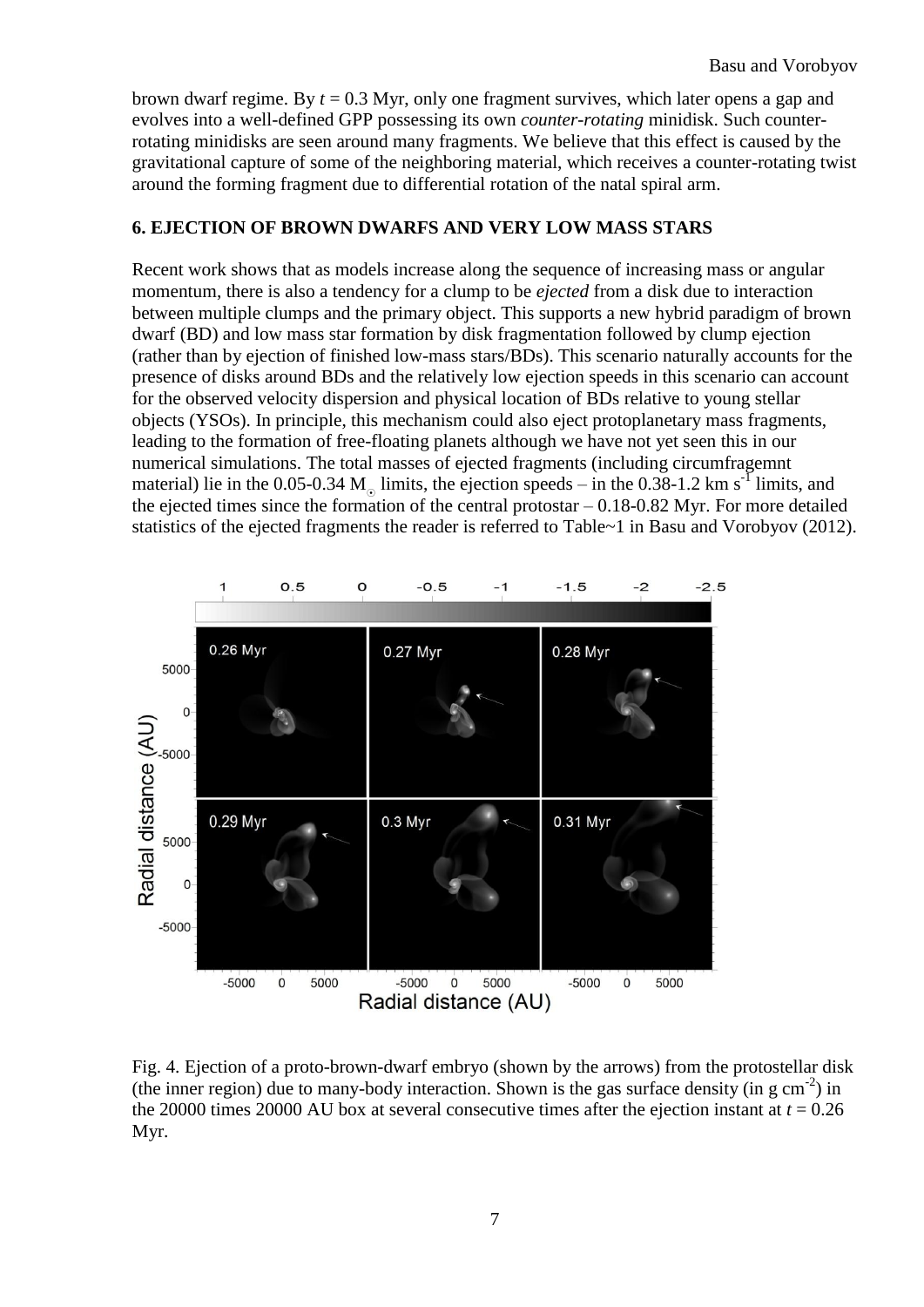brown dwarf regime. By $t = 0.3$ Myr, only one fragment survives, which later opens a gap and evolves into a well-defined GPP possessing its own *counter-rotating* minidisk. Such counter-rotating minidisks are seen around many fragments. We believe that this effect is caused by the gravitational capture of some of the neighboring material, which receives a counter-rotating twist around the forming fragment due to differential rotation of the natal spiral arm.

## 6. EJECTION OF BROWN DWARFS AND VERY LOW MASS STARS

Recent work shows that as models increase along the sequence of increasing mass or angular momentum, there is also a tendency for a clump to be *ejected* from a disk due to interaction between multiple clumps and the primary object. This supports a new hybrid paradigm of brown dwarf (BD) and low mass star formation by disk fragmentation followed by clump ejection (rather than by ejection of finished low-mass stars/BDs). This scenario naturally accounts for the presence of disks around BDs and the relatively low ejection speeds in this scenario can account for the observed velocity dispersion and physical location of BDs relative to young stellar objects (YSOs). In principle, this mechanism could also eject protoplanetary mass fragments, leading to the formation of free-floating planets although we have not yet seen this in our numerical simulations. The total masses of ejected fragments (including circumfragemnt material) lie in the 0.05-0.34 $M_\odot$ limits, the ejection speeds – in the 0.38-1.2 km $s^{-1}$ limits, and the ejected times since the formation of the central protostar – 0.18-0.82 Myr. For more detailed statistics of the ejected fragments the reader is referred to Table~1 in Basu and Vorobyov (2012).

Fig. 4. Ejection of a proto-brown-dwarf embryo (shown by the arrows) from the protostellar disk (the inner region) due to many-body interaction. Shown is the gas surface density (in g $cm^{-2}$) in the 20000 times 20000 AU box at several consecutive times after the ejection instant at $t = 0.26$ Myr.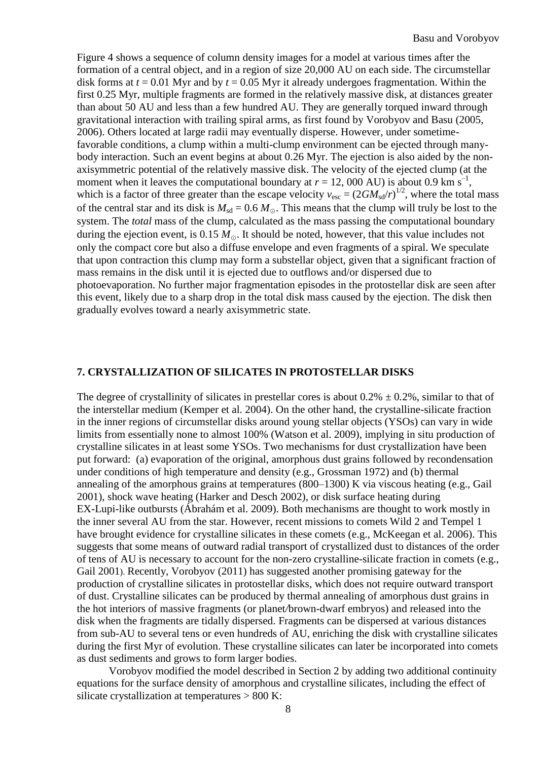Figure 4 shows a sequence of column density images for a model at various times after the formation of a central object, and in a region of size 20,000 AU on each side. The circumstellar disk forms at $t = 0.01$ Myr and by $t = 0.05$ Myr it already undergoes fragmentation. Within the first 0.25 Myr, multiple fragments are formed in the relatively massive disk, at distances greater than about 50 AU and less than a few hundred AU. They are generally torqued inward through gravitational interaction with trailing spiral arms, as first found by Vorobyov and Basu (2005, 2006). Others located at large radii may eventually disperse. However, under sometime-favorable conditions, a clump within a multi-clump environment can be ejected through many-body interaction. Such an event begins at about 0.26 Myr. The ejection is also aided by the non-axisymmetric potential of the relatively massive disk. The velocity of the ejected clump (at the moment when it leaves the computational boundary at $r = 12,000$ AU) is about 0.9 km $s^{-1}$, which is a factor of three greater than the escape velocity $v_{esc} = (2GM_{sd}/r)^{1/2}$, where the total mass of the central star and its disk is $M_{sd} = 0.6\ M_{\odot}$. This means that the clump will truly be lost to the system. The *total* mass of the clump, calculated as the mass passing the computational boundary during the ejection event, is $0.15\ M_{\odot}$. It should be noted, however, that this value includes not only the compact core but also a diffuse envelope and even fragments of a spiral. We speculate that upon contraction this clump may form a substellar object, given that a significant fraction of mass remains in the disk until it is ejected due to outflows and/or dispersed due to photoevaporation. No further major fragmentation episodes in the protostellar disk are seen after this event, likely due to a sharp drop in the total disk mass caused by the ejection. The disk then gradually evolves toward a nearly axisymmetric state.

## 7. CRYSTALLIZATION OF SILICATES IN PROTOSTELLAR DISKS

The degree of crystallinity of silicates in prestellar cores is about $0.2\% \pm 0.2\%$, similar to that of the interstellar medium (Kemper et al. 2004). On the other hand, the crystalline-silicate fraction in the inner regions of circumstellar disks around young stellar objects (YSOs) can vary in wide limits from essentially none to almost 100% (Watson et al. 2009), implying in situ production of crystalline silicates in at least some YSOs. Two mechanisms for dust crystallization have been put forward: (a) evaporation of the original, amorphous dust grains followed by recondensation under conditions of high temperature and density (e.g., Grossman 1972) and (b) thermal annealing of the amorphous grains at temperatures (800–1300) K via viscous heating (e.g., Gail 2001), shock wave heating (Harker and Desch 2002), or disk surface heating during EX-Lupi-like outbursts (Ábrahám et al. 2009). Both mechanisms are thought to work mostly in the inner several AU from the star. However, recent missions to comets Wild 2 and Tempel 1 have brought evidence for crystalline silicates in these comets (e.g., McKeegan et al. 2006). This suggests that some means of outward radial transport of crystallized dust to distances of the order of tens of AU is necessary to account for the non-zero crystalline-silicate fraction in comets (e.g., Gail 2001). Recently, Vorobyov (2011) has suggested another promising gateway for the production of crystalline silicates in protostellar disks, which does not require outward transport of dust. Crystalline silicates can be produced by thermal annealing of amorphous dust grains in the hot interiors of massive fragments (or planet/brown-dwarf embryos) and released into the disk when the fragments are tidally dispersed. Fragments can be dispersed at various distances from sub-AU to several tens or even hundreds of AU, enriching the disk with crystalline silicates during the first Myr of evolution. These crystalline silicates can later be incorporated into comets as dust sediments and grows to form larger bodies.

Vorobyov modified the model described in Section 2 by adding two additional continuity equations for the surface density of amorphous and crystalline silicates, including the effect of silicate crystallization at temperatures > 800 K: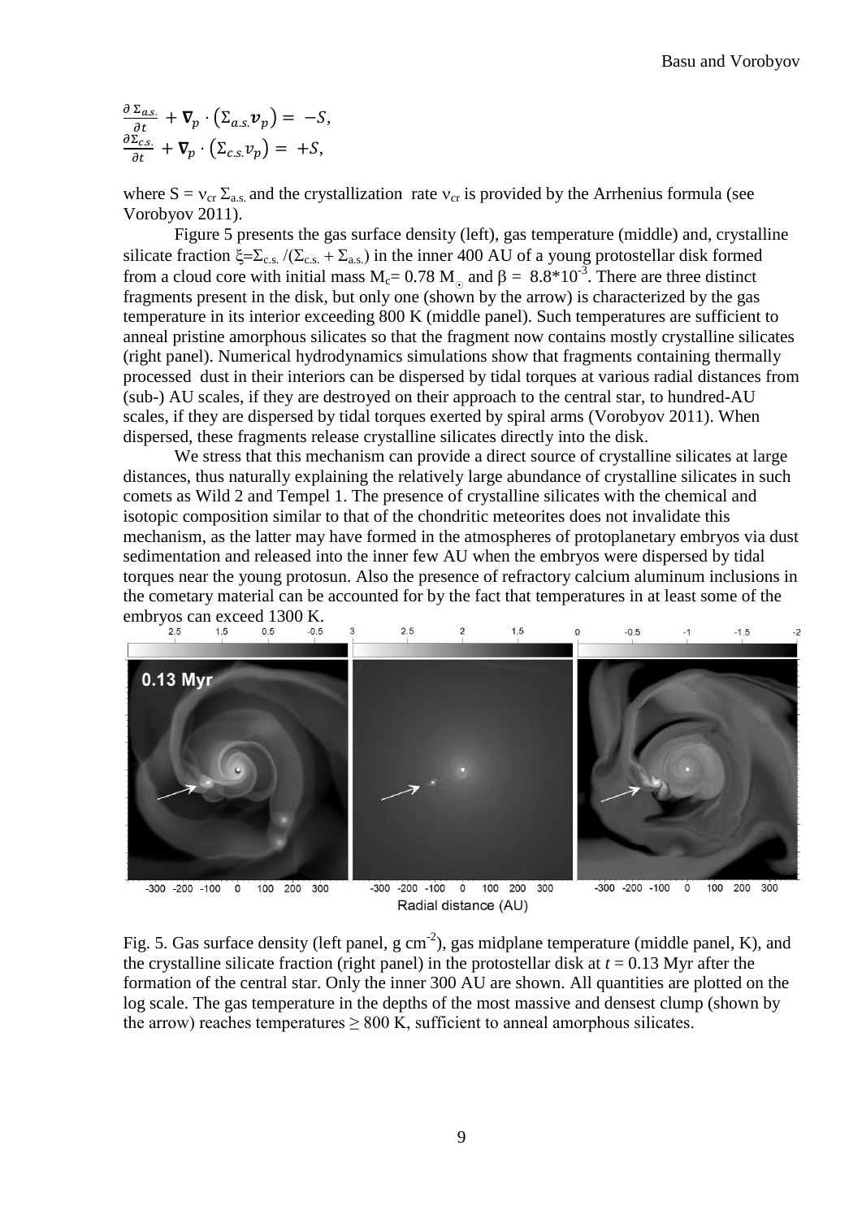$$\frac{\partial \Sigma_{a.s.}}{\partial t} + \nabla_p \cdot (\Sigma_{a.s.} \boldsymbol{v}_p) = -S,$$
$$\frac{\partial \Sigma_{c.s.}}{\partial t} + \nabla_p \cdot (\Sigma_{c.s.} v_p) = +S,$$

where $S = \nu_{cr} \Sigma_{a.s.}$ and the crystallization rate $\nu_{cr}$ is provided by the Arrhenius formula (see Vorobyov 2011).

Figure 5 presents the gas surface density (left), gas temperature (middle) and, crystalline silicate fraction $\xi = \Sigma_{c.s.} / (\Sigma_{c.s.} + \Sigma_{a.s.})$ in the inner 400 AU of a young protostellar disk formed from a cloud core with initial mass $M_c = 0.78\ M_\odot$ and $\beta = 8.8 \times 10^{-3}$. There are three distinct fragments present in the disk, but only one (shown by the arrow) is characterized by the gas temperature in its interior exceeding 800 K (middle panel). Such temperatures are sufficient to anneal pristine amorphous silicates so that the fragment now contains mostly crystalline silicates (right panel). Numerical hydrodynamics simulations show that fragments containing thermally processed dust in their interiors can be dispersed by tidal torques at various radial distances from (sub-) AU scales, if they are destroyed on their approach to the central star, to hundred-AU scales, if they are dispersed by tidal torques exerted by spiral arms (Vorobyov 2011). When dispersed, these fragments release crystalline silicates directly into the disk.

We stress that this mechanism can provide a direct source of crystalline silicates at large distances, thus naturally explaining the relatively large abundance of crystalline silicates in such comets as Wild 2 and Tempel 1. The presence of crystalline silicates with the chemical and isotopic composition similar to that of the chondritic meteorites does not invalidate this mechanism, as the latter may have formed in the atmospheres of protoplanetary embryos via dust sedimentation and released into the inner few AU when the embryos were dispersed by tidal torques near the young protosun. Also the presence of refractory calcium aluminum inclusions in the cometary material can be accounted for by the fact that temperatures in at least some of the embryos can exceed 1300 K.

Fig. 5. Gas surface density (left panel, g cm$^{-2}$), gas midplane temperature (middle panel, K), and the crystalline silicate fraction (right panel) in the protostellar disk at $t = 0.13$ Myr after the formation of the central star. Only the inner 300 AU are shown. All quantities are plotted on the log scale. The gas temperature in the depths of the most massive and densest clump (shown by the arrow) reaches temperatures $\geq 800$ K, sufficient to anneal amorphous silicates.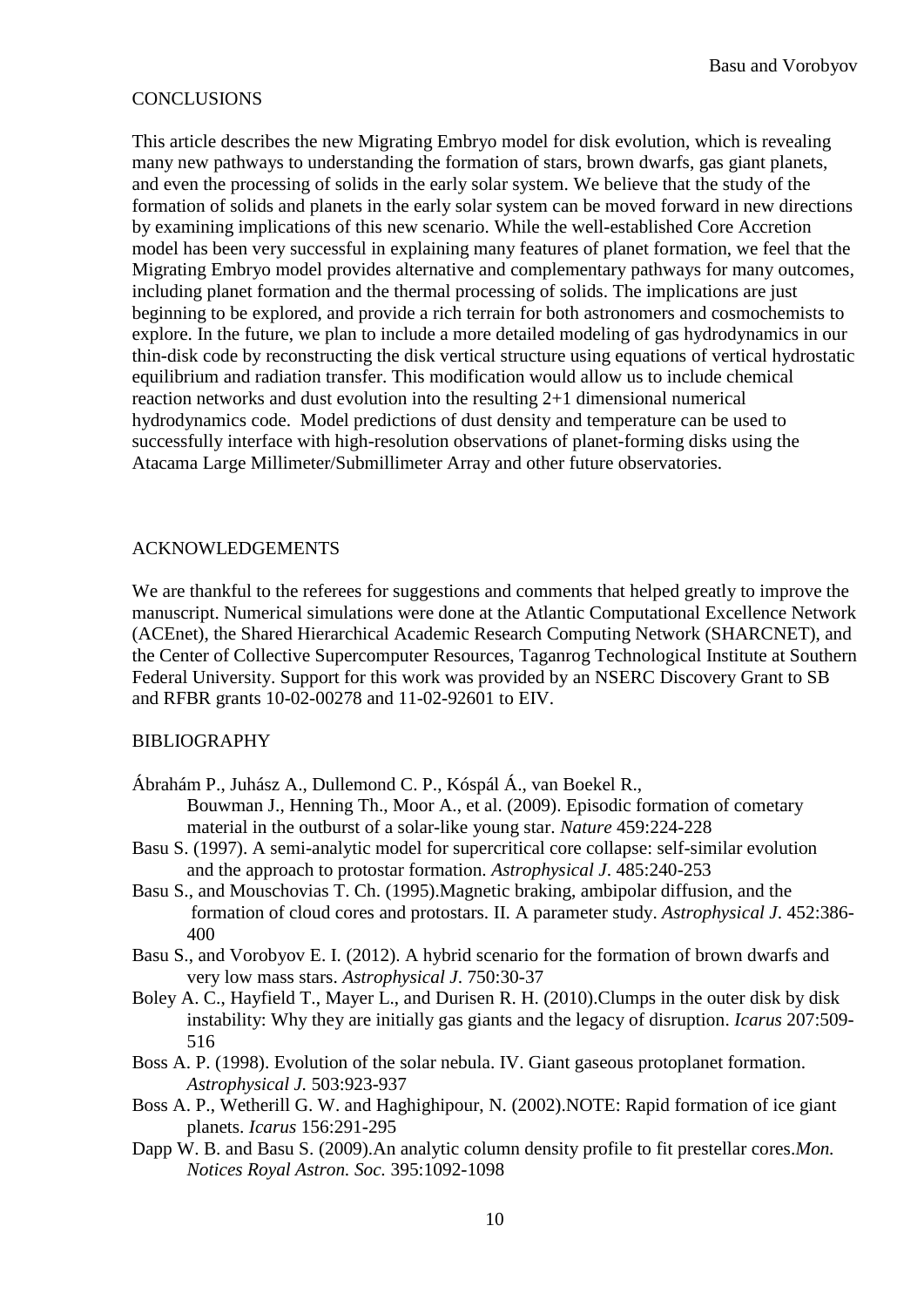## CONCLUSIONS

This article describes the new Migrating Embryo model for disk evolution, which is revealing many new pathways to understanding the formation of stars, brown dwarfs, gas giant planets, and even the processing of solids in the early solar system. We believe that the study of the formation of solids and planets in the early solar system can be moved forward in new directions by examining implications of this new scenario. While the well-established Core Accretion model has been very successful in explaining many features of planet formation, we feel that the Migrating Embryo model provides alternative and complementary pathways for many outcomes, including planet formation and the thermal processing of solids. The implications are just beginning to be explored, and provide a rich terrain for both astronomers and cosmochemists to explore. In the future, we plan to include a more detailed modeling of gas hydrodynamics in our thin-disk code by reconstructing the disk vertical structure using equations of vertical hydrostatic equilibrium and radiation transfer. This modification would allow us to include chemical reaction networks and dust evolution into the resulting 2+1 dimensional numerical hydrodynamics code. Model predictions of dust density and temperature can be used to successfully interface with high-resolution observations of planet-forming disks using the Atacama Large Millimeter/Submillimeter Array and other future observatories.

## ACKNOWLEDGEMENTS

We are thankful to the referees for suggestions and comments that helped greatly to improve the manuscript. Numerical simulations were done at the Atlantic Computational Excellence Network (ACEnet), the Shared Hierarchical Academic Research Computing Network (SHARCNET), and the Center of Collective Supercomputer Resources, Taganrog Technological Institute at Southern Federal University. Support for this work was provided by an NSERC Discovery Grant to SB and RFBR grants 10-02-00278 and 11-02-92601 to EIV.

## BIBLIOGRAPHY

Ábrahám P., Juhász A., Dullemond C. P., Kóspál Á., van Boekel R., Bouwman J., Henning Th., Moor A., et al. (2009). Episodic formation of cometary material in the outburst of a solar-like young star. *Nature* 459:224-228

Basu S. (1997). A semi-analytic model for supercritical core collapse: self-similar evolution and the approach to protostar formation. *Astrophysical J*. 485:240-253

Basu S., and Mouschovias T. Ch. (1995).Magnetic braking, ambipolar diffusion, and the formation of cloud cores and protostars. II. A parameter study. *Astrophysical J*. 452:386-400

Basu S., and Vorobyov E. I. (2012). A hybrid scenario for the formation of brown dwarfs and very low mass stars. *Astrophysical J*. 750:30-37

Boley A. C., Hayfield T., Mayer L., and Durisen R. H. (2010).Clumps in the outer disk by disk instability: Why they are initially gas giants and the legacy of disruption. *Icarus* 207:509-516

Boss A. P. (1998). Evolution of the solar nebula. IV. Giant gaseous protoplanet formation. *Astrophysical J.* 503:923-937

Boss A. P., Wetherill G. W. and Haghighipour, N. (2002).NOTE: Rapid formation of ice giant planets. *Icarus* 156:291-295

Dapp W. B. and Basu S. (2009).An analytic column density profile to fit prestellar cores.*Mon. Notices Royal Astron. Soc.* 395:1092-1098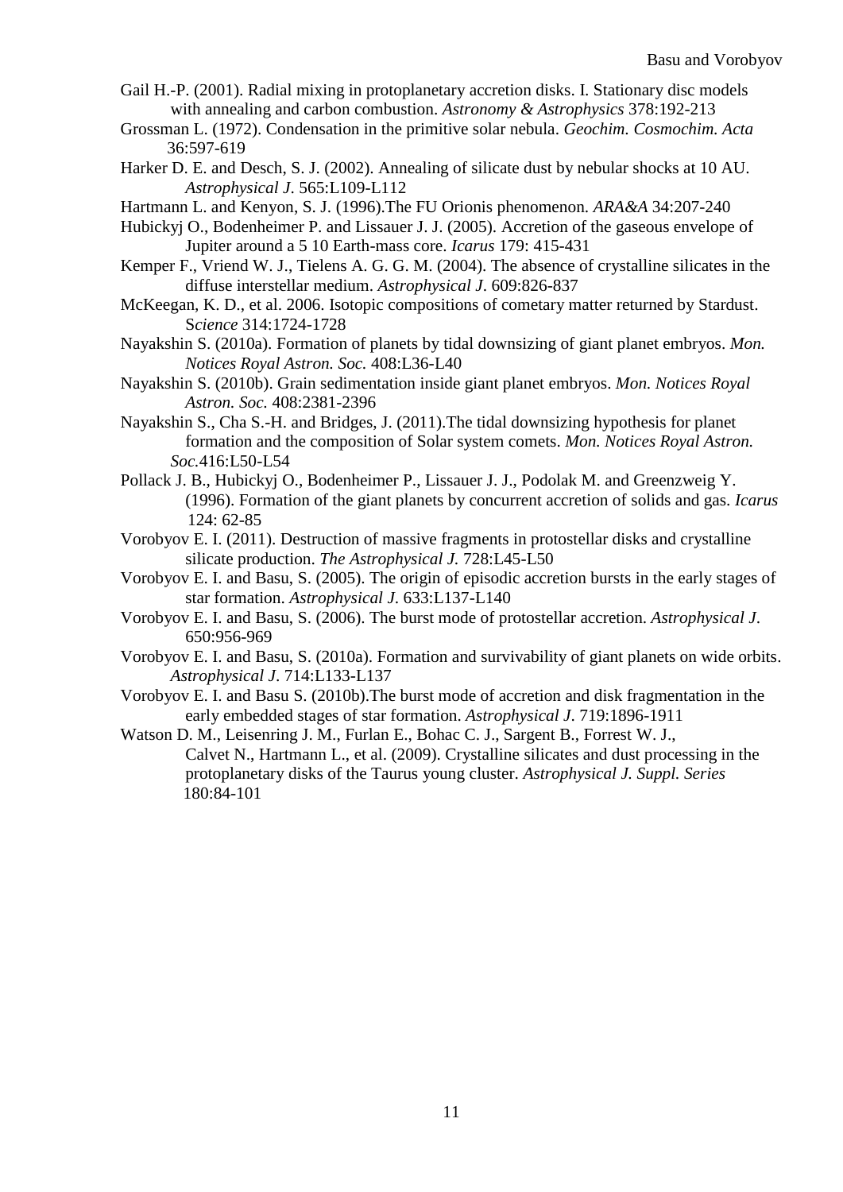Gail H.-P. (2001). Radial mixing in protoplanetary accretion disks. I. Stationary disc models with annealing and carbon combustion. *Astronomy & Astrophysics* 378:192-213

Grossman L. (1972). Condensation in the primitive solar nebula. *Geochim. Cosmochim. Acta* 36:597-619

Harker D. E. and Desch, S. J. (2002). Annealing of silicate dust by nebular shocks at 10 AU. *Astrophysical J*. 565:L109-L112

Hartmann L. and Kenyon, S. J. (1996).The FU Orionis phenomenon. *ARA&A* 34:207-240

Hubickyj O., Bodenheimer P. and Lissauer J. J. (2005). Accretion of the gaseous envelope of Jupiter around a 5 10 Earth-mass core. *Icarus* 179: 415-431

Kemper F., Vriend W. J., Tielens A. G. G. M. (2004). The absence of crystalline silicates in the diffuse interstellar medium. *Astrophysical J*. 609:826-837

McKeegan, K. D., et al. 2006. Isotopic compositions of cometary matter returned by Stardust. *Science* 314:1724-1728

Nayakshin S. (2010a). Formation of planets by tidal downsizing of giant planet embryos. *Mon. Notices Royal Astron. Soc.* 408:L36-L40

Nayakshin S. (2010b). Grain sedimentation inside giant planet embryos. *Mon. Notices Royal Astron. Soc.* 408:2381-2396

Nayakshin S., Cha S.-H. and Bridges, J. (2011).The tidal downsizing hypothesis for planet formation and the composition of Solar system comets. *Mon. Notices Royal Astron. Soc.*416:L50-L54

Pollack J. B., Hubickyj O., Bodenheimer P., Lissauer J. J., Podolak M. and Greenzweig Y. (1996). Formation of the giant planets by concurrent accretion of solids and gas. *Icarus* 124: 62-85

Vorobyov E. I. (2011). Destruction of massive fragments in protostellar disks and crystalline silicate production. *The Astrophysical J.* 728:L45-L50

Vorobyov E. I. and Basu, S. (2005). The origin of episodic accretion bursts in the early stages of star formation. *Astrophysical J*. 633:L137-L140

Vorobyov E. I. and Basu, S. (2006). The burst mode of protostellar accretion. *Astrophysical J*. 650:956-969

Vorobyov E. I. and Basu, S. (2010a). Formation and survivability of giant planets on wide orbits. *Astrophysical J*. 714:L133-L137

Vorobyov E. I. and Basu S. (2010b).The burst mode of accretion and disk fragmentation in the early embedded stages of star formation. *Astrophysical J*. 719:1896-1911

Watson D. M., Leisenring J. M., Furlan E., Bohac C. J., Sargent B., Forrest W. J., Calvet N., Hartmann L., et al. (2009). Crystalline silicates and dust processing in the protoplanetary disks of the Taurus young cluster. *Astrophysical J. Suppl. Series* 180:84-101